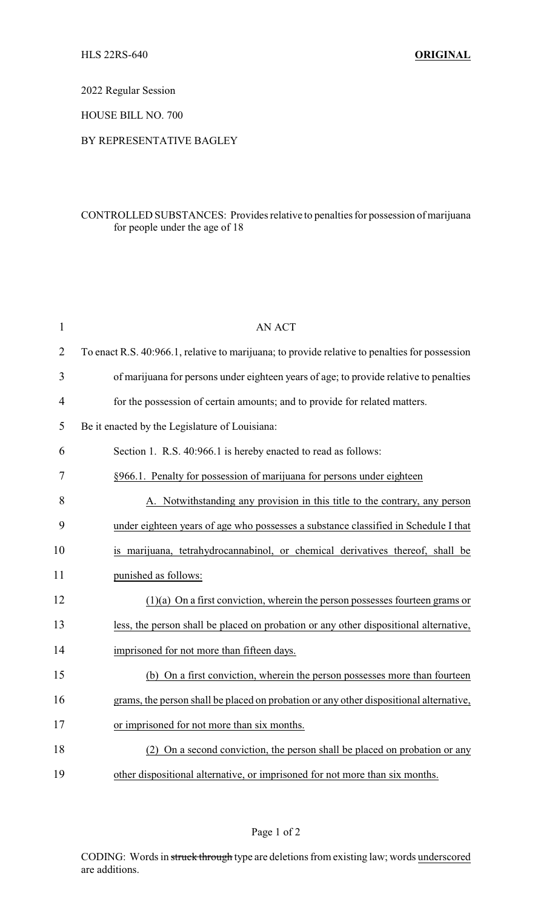HLS 22RS-640 **ORIGINAL**

2022 Regular Session

HOUSE BILL NO. 700

BY REPRESENTATIVE BAGLEY

CONTROLLED SUBSTANCES: Provides relative to penalties for possession of marijuana for people under the age of 18

AN ACT

To enact R.S. 40:966.1, relative to marijuana; to provide relative to penalties for possession of marijuana for persons under eighteen years of age; to provide relative to penalties for the possession of certain amounts; and to provide for related matters.

Be it enacted by the Legislature of Louisiana:

Section 1. R.S. 40:966.1 is hereby enacted to read as follows:

§966.1. Penalty for possession of marijuana for persons under eighteen

A. Notwithstanding any provision in this title to the contrary, any person under eighteen years of age who possesses a substance classified in Schedule I that is marijuana, tetrahydrocannabinol, or chemical derivatives thereof, shall be punished as follows:

(1)(a) On a first conviction, wherein the person possesses fourteen grams or less, the person shall be placed on probation or any other dispositional alternative, imprisoned for not more than fifteen days.

(b) On a first conviction, wherein the person possesses more than fourteen grams, the person shall be placed on probation or any other dispositional alternative, or imprisoned for not more than six months.

(2) On a second conviction, the person shall be placed on probation or any other dispositional alternative, or imprisoned for not more than six months.

CODING: Words in ~~struck through~~ type are deletions from existing law; words underscored are additions.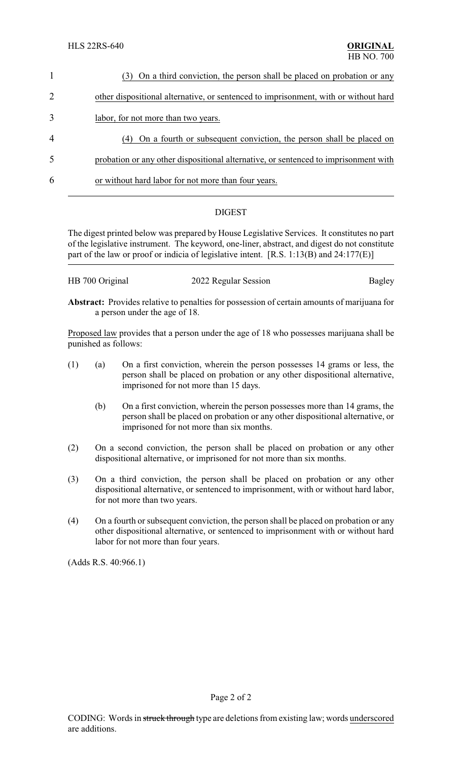(3) On a third conviction, the person shall be placed on probation or any other dispositional alternative, or sentenced to imprisonment, with or without hard labor, for not more than two years.

(4) On a fourth or subsequent conviction, the person shall be placed on probation or any other dispositional alternative, or sentenced to imprisonment with or without hard labor for not more than four years.

---

## DIGEST

The digest printed below was prepared by House Legislative Services. It constitutes no part of the legislative instrument. The keyword, one-liner, abstract, and digest do not constitute part of the law or proof or indicia of legislative intent. [R.S. 1:13(B) and 24:177(E)]

HB 700 Original 2022 Regular Session Bagley

**Abstract:** Provides relative to penalties for possession of certain amounts of marijuana for a person under the age of 18.

Proposed law provides that a person under the age of 18 who possesses marijuana shall be punished as follows:

(1) (a) On a first conviction, wherein the person possesses 14 grams or less, the person shall be placed on probation or any other dispositional alternative, imprisoned for not more than 15 days.

(b) On a first conviction, wherein the person possesses more than 14 grams, the person shall be placed on probation or any other dispositional alternative, or imprisoned for not more than six months.

(2) On a second conviction, the person shall be placed on probation or any other dispositional alternative, or imprisoned for not more than six months.

(3) On a third conviction, the person shall be placed on probation or any other dispositional alternative, or sentenced to imprisonment, with or without hard labor, for not more than two years.

(4) On a fourth or subsequent conviction, the person shall be placed on probation or any other dispositional alternative, or sentenced to imprisonment with or without hard labor for not more than four years.

(Adds R.S. 40:966.1)

CODING: Words in ~~struck through~~ type are deletions from existing law; words underscored are additions.